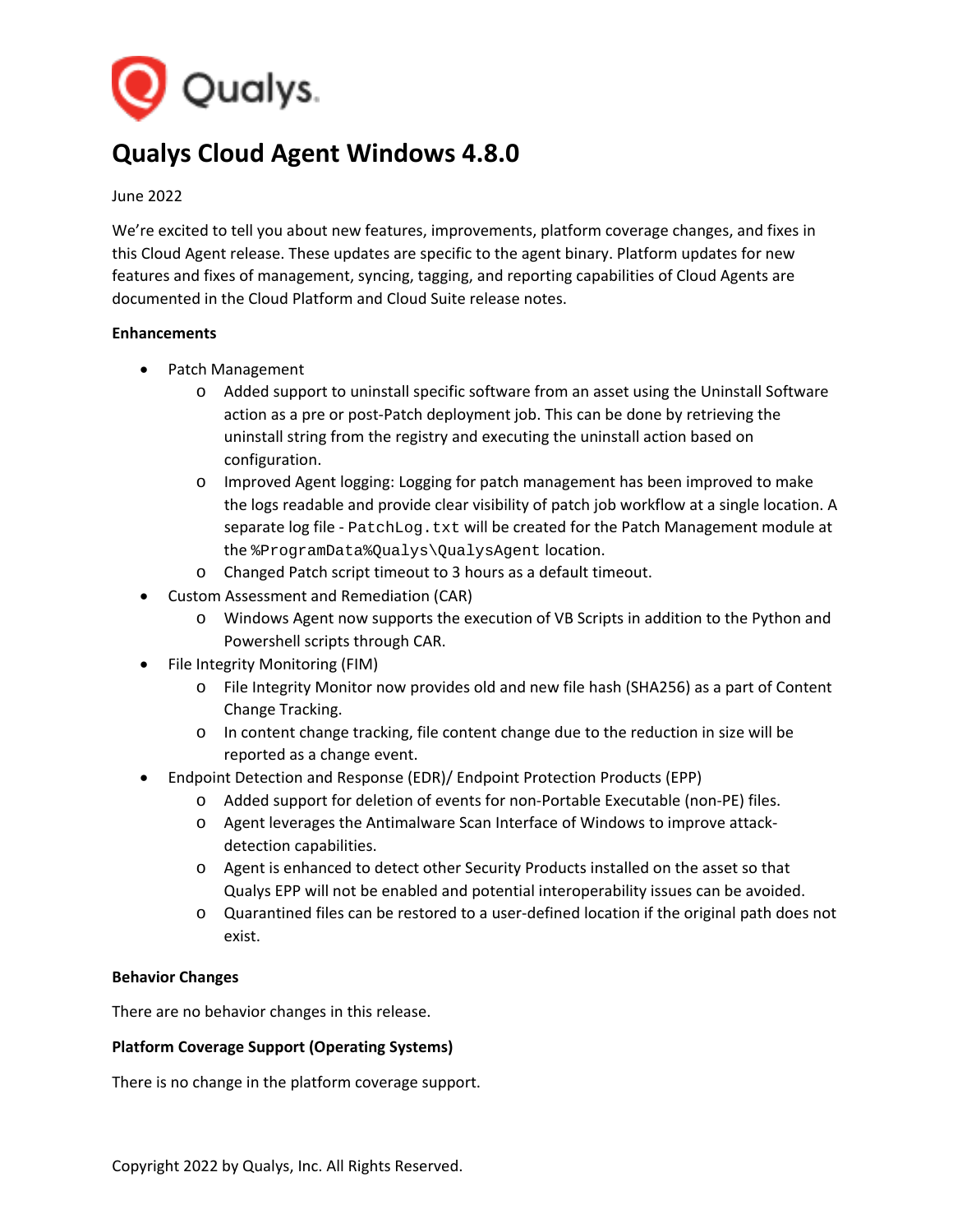# Qualys Cloud Agent Windows 4.8.0

June 2022

We're excited to tell you about new features, improvements, platform coverage changes, and fixes in this Cloud Agent release. These updates are specific to the agent binary. Platform updates for new features and fixes of management, syncing, tagging, and reporting capabilities of Cloud Agents are documented in the Cloud Platform and Cloud Suite release notes.

**Enhancements**

- Patch Management
  - Added support to uninstall specific software from an asset using the Uninstall Software action as a pre or post-Patch deployment job. This can be done by retrieving the uninstall string from the registry and executing the uninstall action based on configuration.
  - Improved Agent logging: Logging for patch management has been improved to make the logs readable and provide clear visibility of patch job workflow at a single location. A separate log file - `PatchLog.txt` will be created for the Patch Management module at the `%ProgramData%Qualys\QualysAgent` location.
  - Changed Patch script timeout to 3 hours as a default timeout.
- Custom Assessment and Remediation (CAR)
  - Windows Agent now supports the execution of VB Scripts in addition to the Python and Powershell scripts through CAR.
- File Integrity Monitoring (FIM)
  - File Integrity Monitor now provides old and new file hash (SHA256) as a part of Content Change Tracking.
  - In content change tracking, file content change due to the reduction in size will be reported as a change event.
- Endpoint Detection and Response (EDR)/ Endpoint Protection Products (EPP)
  - Added support for deletion of events for non-Portable Executable (non-PE) files.
  - Agent leverages the Antimalware Scan Interface of Windows to improve attack-detection capabilities.
  - Agent is enhanced to detect other Security Products installed on the asset so that Qualys EPP will not be enabled and potential interoperability issues can be avoided.
  - Quarantined files can be restored to a user-defined location if the original path does not exist.

**Behavior Changes**

There are no behavior changes in this release.

**Platform Coverage Support (Operating Systems)**

There is no change in the platform coverage support.

Copyright 2022 by Qualys, Inc. All Rights Reserved.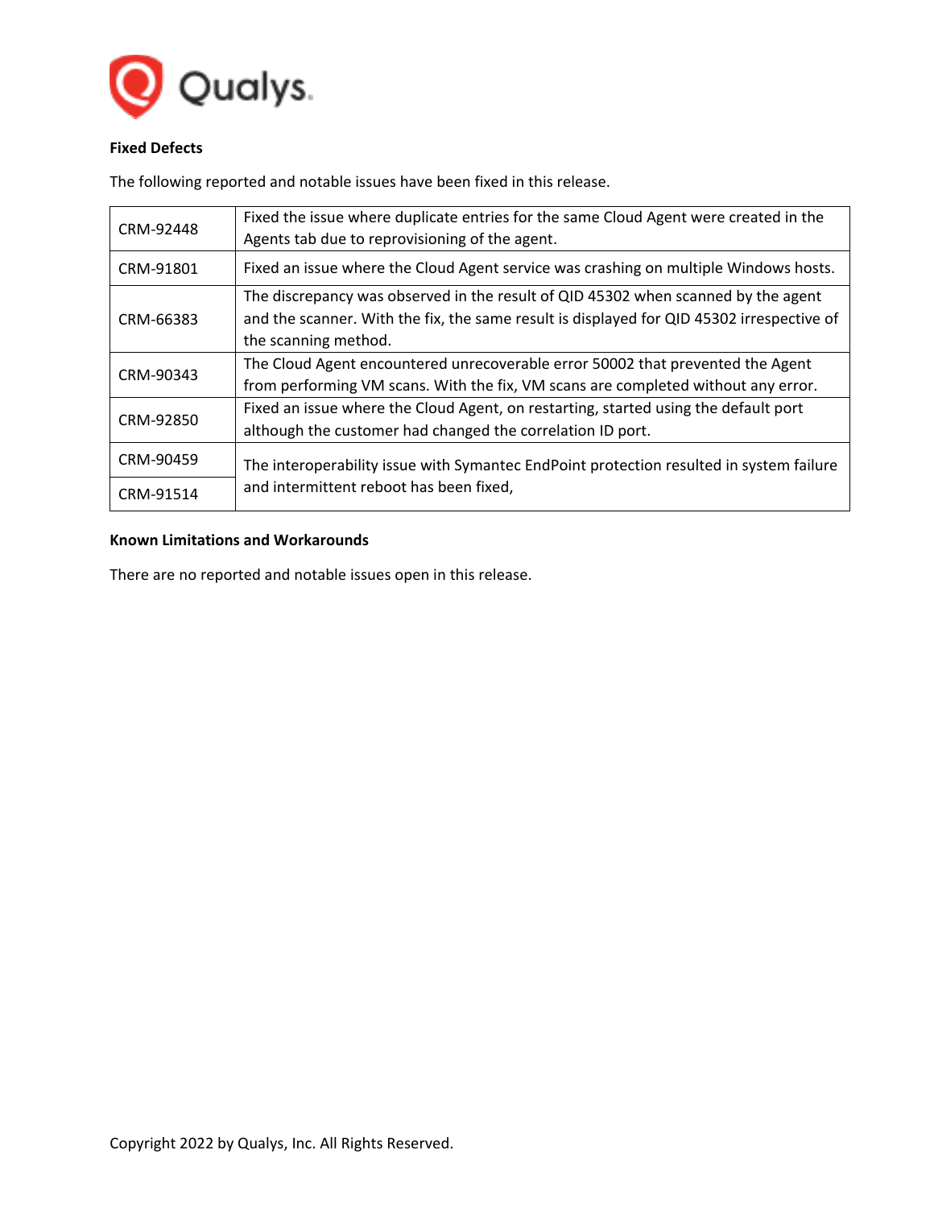**Fixed Defects**

The following reported and notable issues have been fixed in this release.

| | |
|---|---|
| CRM-92448 | Fixed the issue where duplicate entries for the same Cloud Agent were created in the Agents tab due to reprovisioning of the agent. |
| CRM-91801 | Fixed an issue where the Cloud Agent service was crashing on multiple Windows hosts. |
| CRM-66383 | The discrepancy was observed in the result of QID 45302 when scanned by the agent and the scanner. With the fix, the same result is displayed for QID 45302 irrespective of the scanning method. |
| CRM-90343 | The Cloud Agent encountered unrecoverable error 50002 that prevented the Agent from performing VM scans. With the fix, VM scans are completed without any error. |
| CRM-92850 | Fixed an issue where the Cloud Agent, on restarting, started using the default port although the customer had changed the correlation ID port. |
| CRM-90459 | The interoperability issue with Symantec EndPoint protection resulted in system failure and intermittent reboot has been fixed, |
| CRM-91514 | |

**Known Limitations and Workarounds**

There are no reported and notable issues open in this release.

Copyright 2022 by Qualys, Inc. All Rights Reserved.